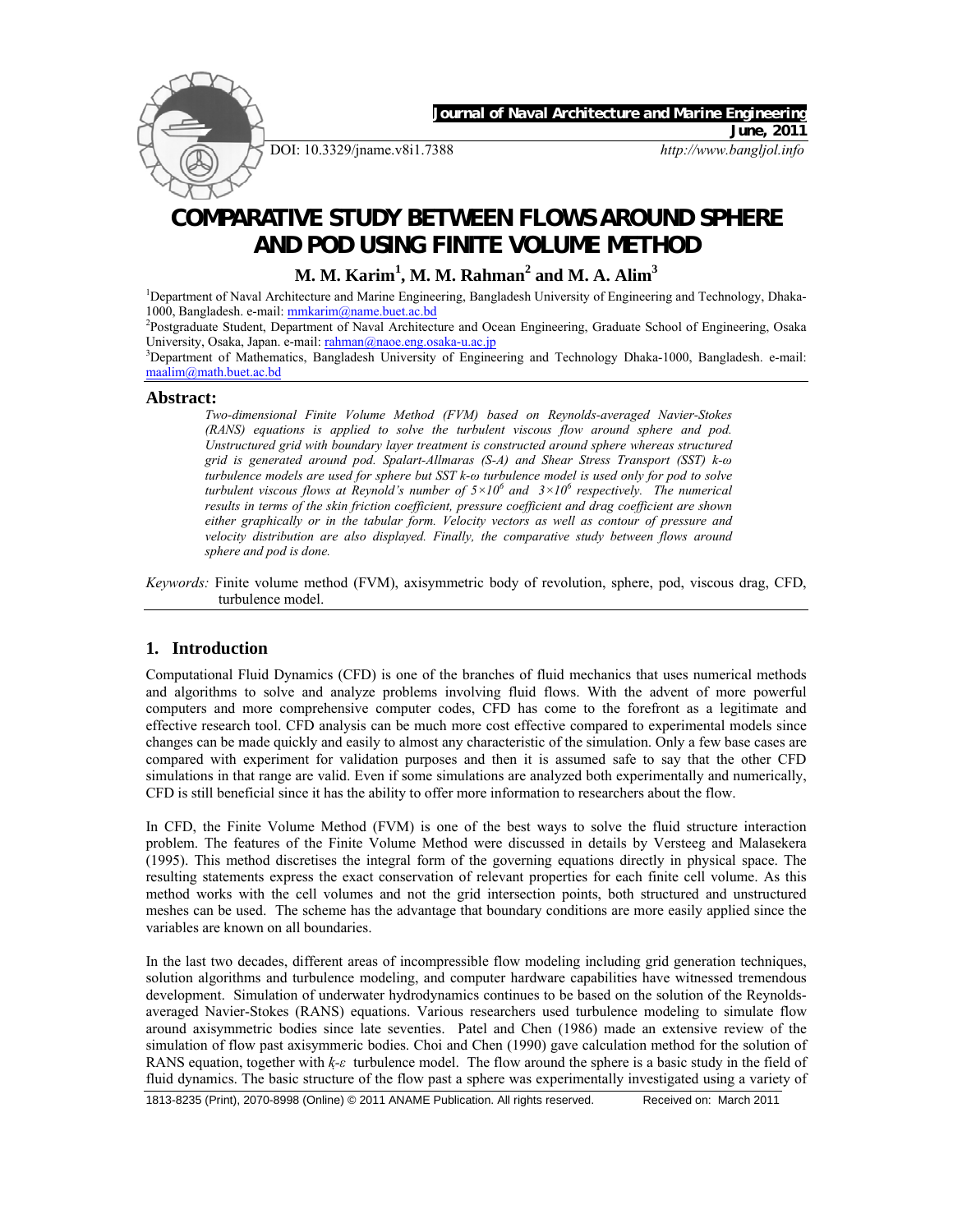Journal of Naval Architecture and Marine Engineering

June, 2011

DOI: 10.3329/jname.v8i1.7388 http://www.banglјol.info

# COMPARATIVE STUDY BETWEEN FLOWS AROUND SPHERE AND POD USING FINITE VOLUME METHOD

**M. M. Karim[1], M. M. Rahman[2] and M. A. Alim[3]**

[1]Department of Naval Architecture and Marine Engineering, Bangladesh University of Engineering and Technology, Dhaka-1000, Bangladesh. e-mail: mmkarim@name.buet.ac.bd

[2]Postgraduate Student, Department of Naval Architecture and Ocean Engineering, Graduate School of Engineering, Osaka University, Osaka, Japan. e-mail: rahman@naoe.eng.osaka-u.ac.jp

[3]Department of Mathematics, Bangladesh University of Engineering and Technology Dhaka-1000, Bangladesh. e-mail: maalim@math.buet.ac.bd

## Abstract:

*Two-dimensional Finite Volume Method (FVM) based on Reynolds-averaged Navier-Stokes (RANS) equations is applied to solve the turbulent viscous flow around sphere and pod. Unstructured grid with boundary layer treatment is constructed around sphere whereas structured grid is generated around pod. Spalart-Allmaras (S-A) and Shear Stress Transport (SST) k-ω turbulence models are used for sphere but SST k-ω turbulence model is used only for pod to solve turbulent viscous flows at Reynold's number of $5\times10^6$ and $3\times10^6$ respectively. The numerical results in terms of the skin friction coefficient, pressure coefficient and drag coefficient are shown either graphically or in the tabular form. Velocity vectors as well as contour of pressure and velocity distribution are also displayed. Finally, the comparative study between flows around sphere and pod is done.*

*Keywords:* Finite volume method (FVM), axisymmetric body of revolution, sphere, pod, viscous drag, CFD, turbulence model.

## 1. Introduction

Computational Fluid Dynamics (CFD) is one of the branches of fluid mechanics that uses numerical methods and algorithms to solve and analyze problems involving fluid flows. With the advent of more powerful computers and more comprehensive computer codes, CFD has come to the forefront as a legitimate and effective research tool. CFD analysis can be much more cost effective compared to experimental models since changes can be made quickly and easily to almost any characteristic of the simulation. Only a few base cases are compared with experiment for validation purposes and then it is assumed safe to say that the other CFD simulations in that range are valid. Even if some simulations are analyzed both experimentally and numerically, CFD is still beneficial since it has the ability to offer more information to researchers about the flow.

In CFD, the Finite Volume Method (FVM) is one of the best ways to solve the fluid structure interaction problem. The features of the Finite Volume Method were discussed in details by Versteeg and Malasekera (1995). This method discretises the integral form of the governing equations directly in physical space. The resulting statements express the exact conservation of relevant properties for each finite cell volume. As this method works with the cell volumes and not the grid intersection points, both structured and unstructured meshes can be used. The scheme has the advantage that boundary conditions are more easily applied since the variables are known on all boundaries.

In the last two decades, different areas of incompressible flow modeling including grid generation techniques, solution algorithms and turbulence modeling, and computer hardware capabilities have witnessed tremendous development. Simulation of underwater hydrodynamics continues to be based on the solution of the Reynolds-averaged Navier-Stokes (RANS) equations. Various researchers used turbulence modeling to simulate flow around axisymmetric bodies since late seventies. Patel and Chen (1986) made an extensive review of the simulation of flow past axisymmeric bodies. Choi and Chen (1990) gave calculation method for the solution of RANS equation, together with *k-ε* turbulence model. The flow around the sphere is a basic study in the field of fluid dynamics. The basic structure of the flow past a sphere was experimentally investigated using a variety of

1813-8235 (Print), 2070-8998 (Online) © 2011 ANAME Publication. All rights reserved. Received on: March 2011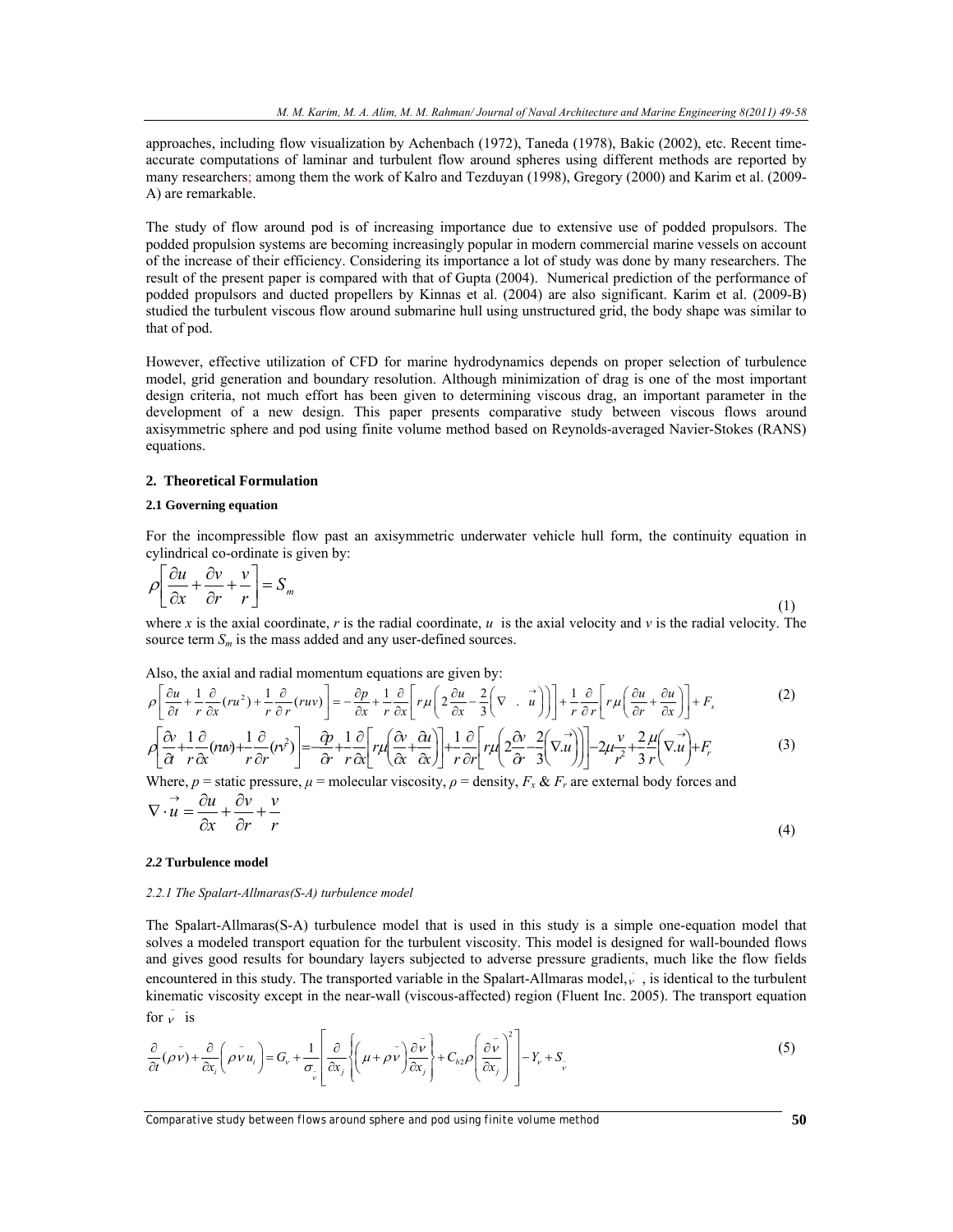approaches, including flow visualization by Achenbach (1972), Taneda (1978), Bakic (2002), etc. Recent time-accurate computations of laminar and turbulent flow around spheres using different methods are reported by many researchers; among them the work of Kalro and Tezduyan (1998), Gregory (2000) and Karim et al. (2009-A) are remarkable.

The study of flow around pod is of increasing importance due to extensive use of podded propulsors. The podded propulsion systems are becoming increasingly popular in modern commercial marine vessels on account of the increase of their efficiency. Considering its importance a lot of study was done by many researchers. The result of the present paper is compared with that of Gupta (2004). Numerical prediction of the performance of podded propulsors and ducted propellers by Kinnas et al. (2004) are also significant. Karim et al. (2009-B) studied the turbulent viscous flow around submarine hull using unstructured grid, the body shape was similar to that of pod.

However, effective utilization of CFD for marine hydrodynamics depends on proper selection of turbulence model, grid generation and boundary resolution. Although minimization of drag is one of the most important design criteria, not much effort has been given to determining viscous drag, an important parameter in the development of a new design. This paper presents comparative study between viscous flows around axisymmetric sphere and pod using finite volume method based on Reynolds-averaged Navier-Stokes (RANS) equations.

## 2. Theoretical Formulation

### 2.1 Governing equation

For the incompressible flow past an axisymmetric underwater vehicle hull form, the continuity equation in cylindrical co-ordinate is given by:

$$\rho\left[\frac{\partial u}{\partial x}+\frac{\partial v}{\partial r}+\frac{v}{r}\right]=S_m \tag{1}$$

where $x$ is the axial coordinate, $r$ is the radial coordinate, $u$ is the axial velocity and $v$ is the radial velocity. The source term $S_m$ is the mass added and any user-defined sources.

Also, the axial and radial momentum equations are given by:

$$\rho\left[\frac{\partial u}{\partial t}+\frac{1}{r}\frac{\partial}{\partial x}(ru^2)+\frac{1}{r}\frac{\partial}{\partial r}(ruv)\right]=-\frac{\partial p}{\partial x}+\frac{1}{r}\frac{\partial}{\partial x}\left[r\mu\left(2\frac{\partial u}{\partial x}-\frac{2}{3}\left(\nabla\cdot\vec{u}\right)\right)\right]+\frac{1}{r}\frac{\partial}{\partial r}\left[r\mu\left(\frac{\partial u}{\partial r}+\frac{\partial u}{\partial x}\right)\right]+F_x \tag{2}$$

$$\rho\left[\frac{\partial v}{\partial t}+\frac{1}{r}\frac{\partial}{\partial x}(ruv)+\frac{1}{r}\frac{\partial}{\partial r}(rv^2)\right]=-\frac{\partial p}{\partial r}+\frac{1}{r}\frac{\partial}{\partial x}\left[r\mu\left(\frac{\partial v}{\partial x}+\frac{\partial u}{\partial x}\right)\right]+\frac{1}{r}\frac{\partial}{\partial r}\left[r\mu\left(2\frac{\partial v}{\partial r}-\frac{2}{3}\left(\nabla\cdot\vec{u}\right)\right)\right]-2\mu\frac{v}{r^2}+\frac{2}{3}\frac{\mu}{r}\left(\nabla\cdot\vec{u}\right)+F_r \tag{3}$$

Where, $p$ = static pressure, $\mu$ = molecular viscosity, $\rho$ = density, $F_x$ & $F_r$ are external body forces and

$$\nabla\cdot\vec{u}=\frac{\partial u}{\partial x}+\frac{\partial v}{\partial r}+\frac{v}{r} \tag{4}$$

### *2.2* Turbulence model

#### *2.2.1 The Spalart-Allmaras(S-A) turbulence model*

The Spalart-Allmaras(S-A) turbulence model that is used in this study is a simple one-equation model that solves a modeled transport equation for the turbulent viscosity. This model is designed for wall-bounded flows and gives good results for boundary layers subjected to adverse pressure gradients, much like the flow fields encountered in this study. The transported variable in the Spalart-Allmaras model, $\bar{v}$, is identical to the turbulent kinematic viscosity except in the near-wall (viscous-affected) region (Fluent Inc. 2005). The transport equation for $\bar{v}$ is

$$\frac{\partial}{\partial t}(\rho\bar{v})+\frac{\partial}{\partial x_i}\left(\rho\bar{v}u_i\right)=G_v+\frac{1}{\sigma_{\bar{v}}}\left[\frac{\partial}{\partial x_j}\left\{\left(\mu+\rho\bar{v}\right)\frac{\partial\bar{v}}{\partial x_j}\right\}+C_{b2}\rho\left(\frac{\partial\bar{v}}{\partial x_j}\right)^2\right]-Y_v+S_{\bar{v}} \tag{5}$$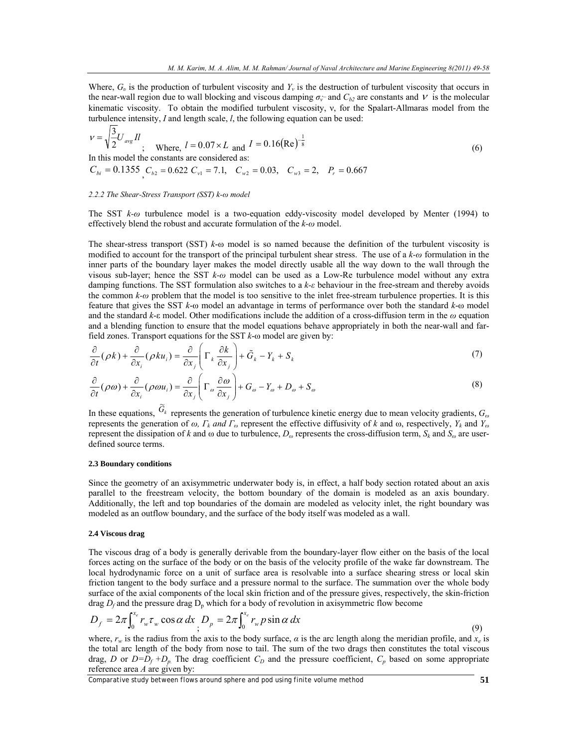Where, $G_v$ is the production of turbulent viscosity and $Y_v$ is the destruction of turbulent viscosity that occurs in the near-wall region due to wall blocking and viscous damping $\sigma_{\tilde{v}}$ and $C_{b2}$ are constants and $\nu$ is the molecular kinematic viscosity. To obtain the modified turbulent viscosity, ν, for the Spalart-Allmaras model from the turbulence intensity, *I* and length scale, *l*, the following equation can be used:

$$\nu = \sqrt{\frac{3}{2}} U_{avg} I l \quad ; \quad \text{Where, } l = 0.07 \times L \text{ and } I = 0.16 (\text{Re})^{-\frac{1}{8}} \tag{6}$$

In this model the constants are considered as:

$$C_{bi} = 0.1355, C_{b2} = 0.622 \; C_{v1} = 7.1, \quad C_{w2} = 0.03, \quad C_{w3} = 2, \quad P_r = 0.667$$

*2.2.2 The Shear-Stress Transport (SST) k-ω model*

The SST *k-ω* turbulence model is a two-equation eddy-viscosity model developed by Menter (1994) to effectively blend the robust and accurate formulation of the *k-ω* model.

The shear-stress transport (SST) *k*-ω model is so named because the definition of the turbulent viscosity is modified to account for the transport of the principal turbulent shear stress. The use of a *k-ω* formulation in the inner parts of the boundary layer makes the model directly usable all the way down to the wall through the visous sub-layer; hence the SST *k-ω* model can be used as a Low-Re turbulence model without any extra damping functions. The SST formulation also switches to a *k-ε* behaviour in the free-stream and thereby avoids the common *k-ω* problem that the model is too sensitive to the inlet free-stream turbulence properties. It is this feature that gives the SST *k*-ω model an advantage in terms of performance over both the standard *k*-ω model and the standard *k*-ε model. Other modifications include the addition of a cross-diffusion term in the *ω* equation and a blending function to ensure that the model equations behave appropriately in both the near-wall and far-field zones. Transport equations for the SST *k*-ω model are given by:

$$\frac{\partial}{\partial t}(\rho k) + \frac{\partial}{\partial x_i}(\rho k u_i) = \frac{\partial}{\partial x_j}\left(\Gamma_k \frac{\partial k}{\partial x_j}\right) + \tilde{G}_k - Y_k + S_k \tag{7}$$

$$\frac{\partial}{\partial t}(\rho \omega) + \frac{\partial}{\partial x_i}(\rho \omega u_i) = \frac{\partial}{\partial x_j}\left(\Gamma_\omega \frac{\partial \omega}{\partial x_j}\right) + G_\omega - Y_\omega + D_\omega + S_\omega \tag{8}$$

In these equations, $\tilde{G}_k$ represents the generation of turbulence kinetic energy due to mean velocity gradients, $G_\omega$ represents the generation of *ω*, $\Gamma_k$ *and* $\Gamma_\omega$ represent the effective diffusivity of *k* and ω, respectively, $Y_k$ and $Y_\omega$ represent the dissipation of *k* and ω due to turbulence, $D_\omega$ represents the cross-diffusion term, $S_k$ and $S_\omega$ are user-defined source terms.

### 2.3 Boundary conditions

Since the geometry of an axisymmetric underwater body is, in effect, a half body section rotated about an axis parallel to the freestream velocity, the bottom boundary of the domain is modeled as an axis boundary. Additionally, the left and top boundaries of the domain are modeled as velocity inlet, the right boundary was modeled as an outflow boundary, and the surface of the body itself was modeled as a wall.

### 2.4 Viscous drag

The viscous drag of a body is generally derivable from the boundary-layer flow either on the basis of the local forces acting on the surface of the body or on the basis of the velocity profile of the wake far downstream. The local hydrodynamic force on a unit of surface area is resolvable into a surface shearing stress or local skin friction tangent to the body surface and a pressure normal to the surface. The summation over the whole body surface of the axial components of the local skin friction and of the pressure gives, respectively, the skin-friction drag $D_f$ and the pressure drag $D_p$ which for a body of revolution in axisymmetric flow become

$$D_f = 2\pi \int_0^{x_e} r_w \tau_w \cos\alpha \, dx \; ; \; D_p = 2\pi \int_0^{x_e} r_w p \sin\alpha \, dx \tag{9}$$

where, $r_w$ is the radius from the axis to the body surface, $\alpha$ is the arc length along the meridian profile, and $x_e$ is the total arc length of the body from nose to tail. The sum of the two drags then constitutes the total viscous drag, *D* or $D=D_f+D_p$. The drag coefficient $C_D$ and the pressure coefficient, $C_p$ based on some appropriate reference area *A* are given by: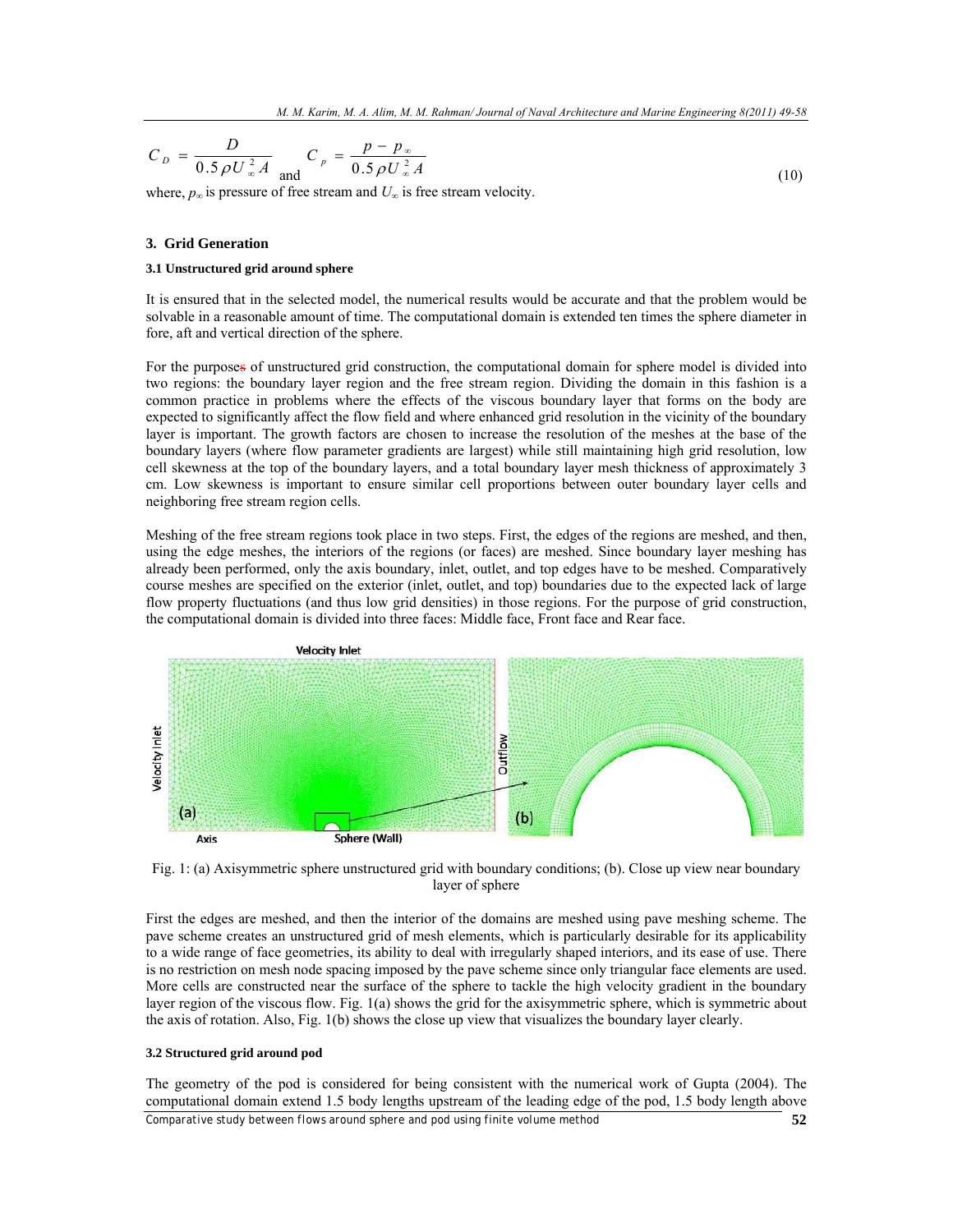$$C_D = \frac{D}{0.5\rho U_\infty^2 A} \quad \text{and} \quad C_p = \frac{p - p_\infty}{0.5\rho U_\infty^2 A} \tag{10}$$

where, $p_\infty$ is pressure of free stream and $U_\infty$ is free stream velocity.

## 3. Grid Generation

### 3.1 Unstructured grid around sphere

It is ensured that in the selected model, the numerical results would be accurate and that the problem would be solvable in a reasonable amount of time. The computational domain is extended ten times the sphere diameter in fore, aft and vertical direction of the sphere.

For the purposes of unstructured grid construction, the computational domain for sphere model is divided into two regions: the boundary layer region and the free stream region. Dividing the domain in this fashion is a common practice in problems where the effects of the viscous boundary layer that forms on the body are expected to significantly affect the flow field and where enhanced grid resolution in the vicinity of the boundary layer is important. The growth factors are chosen to increase the resolution of the meshes at the base of the boundary layers (where flow parameter gradients are largest) while still maintaining high grid resolution, low cell skewness at the top of the boundary layers, and a total boundary layer mesh thickness of approximately 3 cm. Low skewness is important to ensure similar cell proportions between outer boundary layer cells and neighboring free stream region cells.

Meshing of the free stream regions took place in two steps. First, the edges of the regions are meshed, and then, using the edge meshes, the interiors of the regions (or faces) are meshed. Since boundary layer meshing has already been performed, only the axis boundary, inlet, outlet, and top edges have to be meshed. Comparatively course meshes are specified on the exterior (inlet, outlet, and top) boundaries due to the expected lack of large flow property fluctuations (and thus low grid densities) in those regions. For the purpose of grid construction, the computational domain is divided into three faces: Middle face, Front face and Rear face.

Velocity Inlet

Velocity Inlet

Outflow

(a)

(b)

Axis

Sphere (Wall)

Fig. 1: (a) Axisymmetric sphere unstructured grid with boundary conditions; (b). Close up view near boundary layer of sphere

First the edges are meshed, and then the interior of the domains are meshed using pave meshing scheme. The pave scheme creates an unstructured grid of mesh elements, which is particularly desirable for its applicability to a wide range of face geometries, its ability to deal with irregularly shaped interiors, and its ease of use. There is no restriction on mesh node spacing imposed by the pave scheme since only triangular face elements are used. More cells are constructed near the surface of the sphere to tackle the high velocity gradient in the boundary layer region of the viscous flow. Fig. 1(a) shows the grid for the axisymmetric sphere, which is symmetric about the axis of rotation. Also, Fig. 1(b) shows the close up view that visualizes the boundary layer clearly.

### 3.2 Structured grid around pod

The geometry of the pod is considered for being consistent with the numerical work of Gupta (2004). The computational domain extend 1.5 body lengths upstream of the leading edge of the pod, 1.5 body length above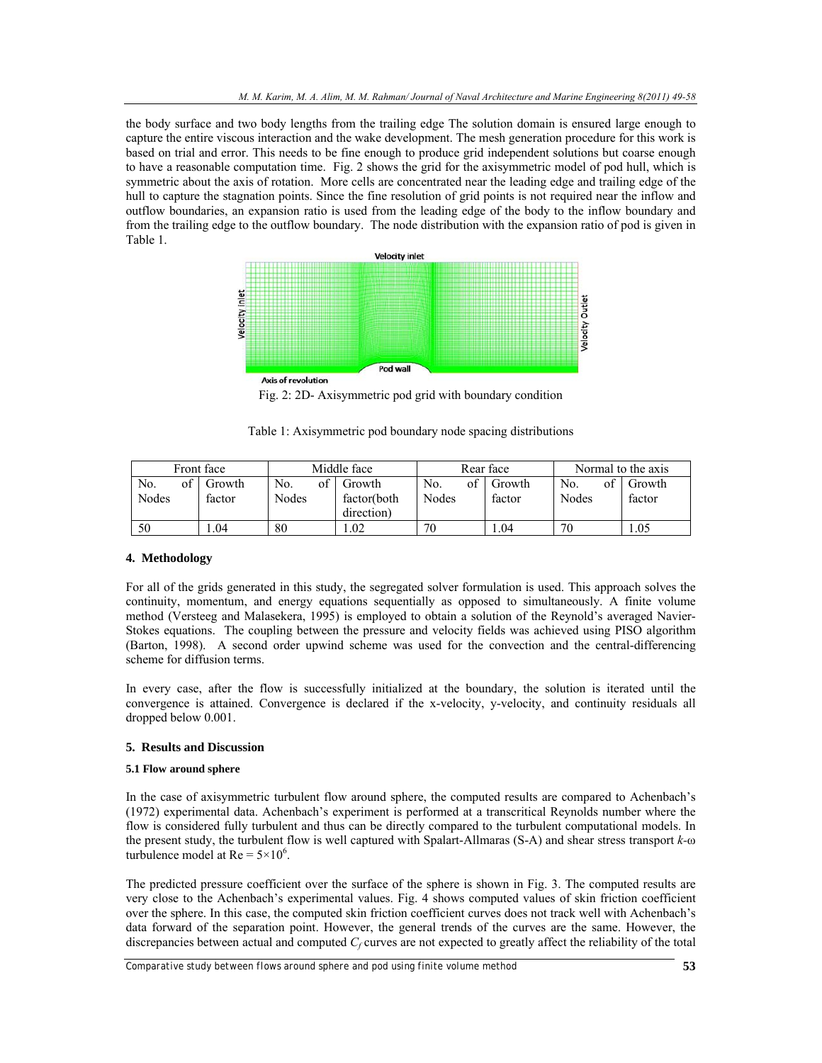the body surface and two body lengths from the trailing edge The solution domain is ensured large enough to capture the entire viscous interaction and the wake development. The mesh generation procedure for this work is based on trial and error. This needs to be fine enough to produce grid independent solutions but coarse enough to have a reasonable computation time. Fig. 2 shows the grid for the axisymmetric model of pod hull, which is symmetric about the axis of rotation. More cells are concentrated near the leading edge and trailing edge of the hull to capture the stagnation points. Since the fine resolution of grid points is not required near the inflow and outflow boundaries, an expansion ratio is used from the leading edge of the body to the inflow boundary and from the trailing edge to the outflow boundary. The node distribution with the expansion ratio of pod is given in Table 1.

Fig. 2: 2D- Axisymmetric pod grid with boundary condition

Table 1: Axisymmetric pod boundary node spacing distributions

| Front face | | Middle face | | Rear face | | Normal to the axis | |
|---|---|---|---|---|---|---|---|
| No. of Nodes | Growth factor | No. of Nodes | Growth factor(both direction) | No. of Nodes | Growth factor | No. of Nodes | Growth factor |
| 50 | 1.04 | 80 | 1.02 | 70 | 1.04 | 70 | 1.05 |

## 4. Methodology

For all of the grids generated in this study, the segregated solver formulation is used. This approach solves the continuity, momentum, and energy equations sequentially as opposed to simultaneously. A finite volume method (Versteeg and Malasekera, 1995) is employed to obtain a solution of the Reynold's averaged Navier-Stokes equations. The coupling between the pressure and velocity fields was achieved using PISO algorithm (Barton, 1998). A second order upwind scheme was used for the convection and the central-differencing scheme for diffusion terms.

In every case, after the flow is successfully initialized at the boundary, the solution is iterated until the convergence is attained. Convergence is declared if the x-velocity, y-velocity, and continuity residuals all dropped below 0.001.

## 5. Results and Discussion

### 5.1 Flow around sphere

In the case of axisymmetric turbulent flow around sphere, the computed results are compared to Achenbach's (1972) experimental data. Achenbach's experiment is performed at a transcritical Reynolds number where the flow is considered fully turbulent and thus can be directly compared to the turbulent computational models. In the present study, the turbulent flow is well captured with Spalart-Allmaras (S-A) and shear stress transport $k$-$\omega$ turbulence model at $Re = 5\times10^6$.

The predicted pressure coefficient over the surface of the sphere is shown in Fig. 3. The computed results are very close to the Achenbach's experimental values. Fig. 4 shows computed values of skin friction coefficient over the sphere. In this case, the computed skin friction coefficient curves does not track well with Achenbach's data forward of the separation point. However, the general trends of the curves are the same. However, the discrepancies between actual and computed $C_f$ curves are not expected to greatly affect the reliability of the total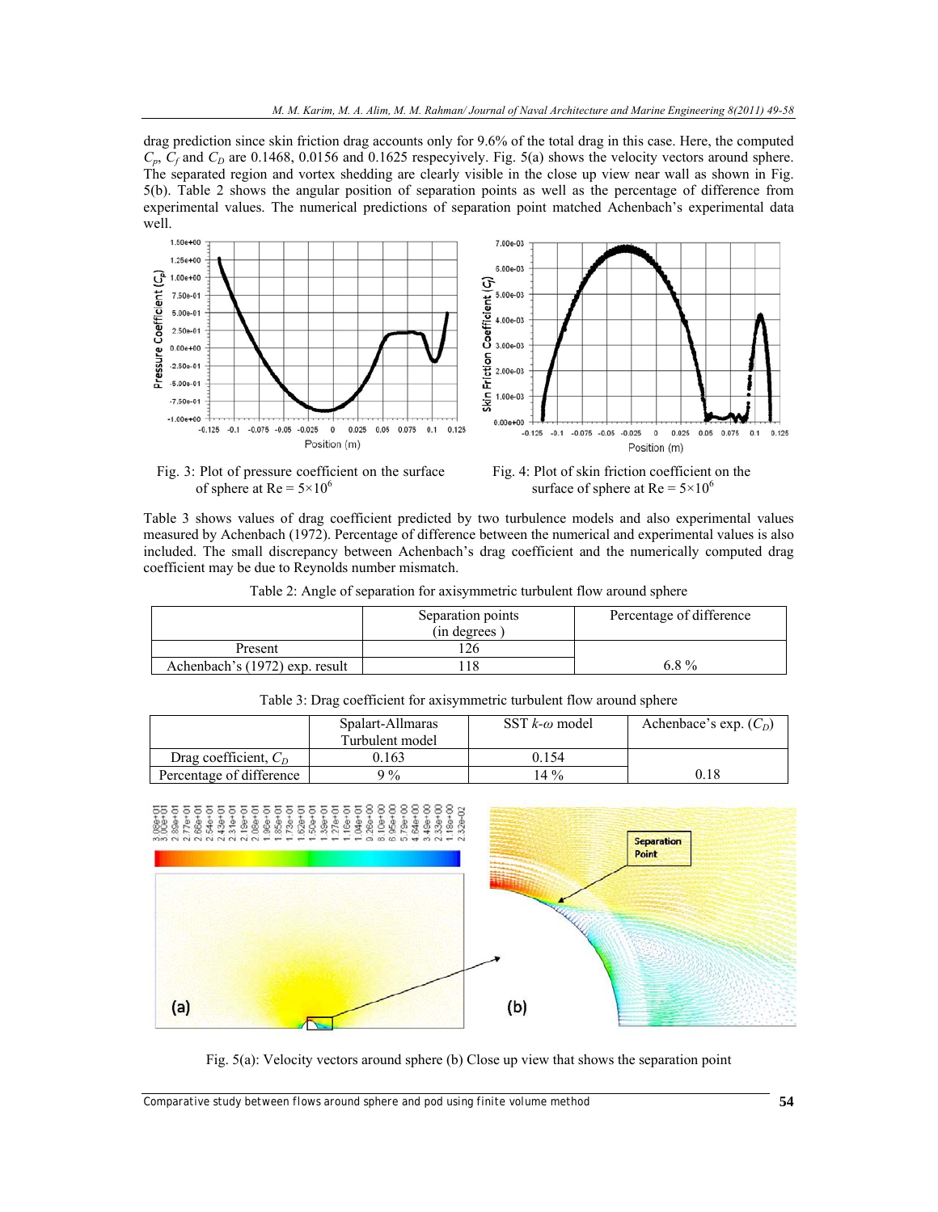drag prediction since skin friction drag accounts only for 9.6% of the total drag in this case. Here, the computed $C_p$, $C_f$ and $C_D$ are 0.1468, 0.0156 and 0.1625 respecyively. Fig. 5(a) shows the velocity vectors around sphere. The separated region and vortex shedding are clearly visible in the close up view near wall as shown in Fig. 5(b). Table 2 shows the angular position of separation points as well as the percentage of difference from experimental values. The numerical predictions of separation point matched Achenbach's experimental data well.

Fig. 3: Plot of pressure coefficient on the surface of sphere at Re = $5\times10^6$

Fig. 4: Plot of skin friction coefficient on the surface of sphere at Re = $5\times10^6$

Table 3 shows values of drag coefficient predicted by two turbulence models and also experimental values measured by Achenbach (1972). Percentage of difference between the numerical and experimental values is also included. The small discrepancy between Achenbach's drag coefficient and the numerically computed drag coefficient may be due to Reynolds number mismatch.

Table 2: Angle of separation for axisymmetric turbulent flow around sphere

| | Separation points (in degrees ) | Percentage of difference |
|---|---|---|
| Present | 126 | 6.8 % |
| Achenbach's (1972) exp. result | 118 | |

Table 3: Drag coefficient for axisymmetric turbulent flow around sphere

| | Spalart-Allmaras Turbulent model | SST $k$-$\omega$ model | Achenbace's exp. ($C_D$) |
|---|---|---|---|
| Drag coefficient, $C_D$ | 0.163 | 0.154 | 0.18 |
| Percentage of difference | 9 % | 14 % | |

Fig. 5(a): Velocity vectors around sphere (b) Close up view that shows the separation point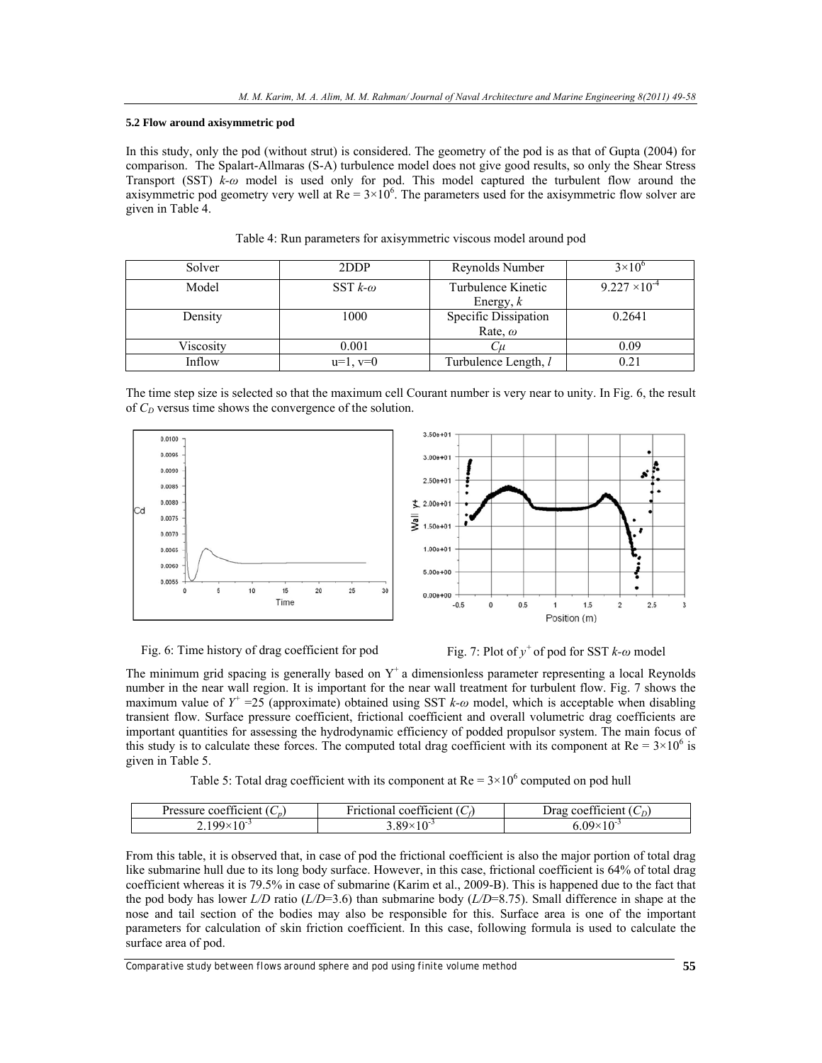### 5.2 Flow around axisymmetric pod

In this study, only the pod (without strut) is considered. The geometry of the pod is as that of Gupta (2004) for comparison. The Spalart-Allmaras (S-A) turbulence model does not give good results, so only the Shear Stress Transport (SST) $k$-$\omega$ model is used only for pod. This model captured the turbulent flow around the axisymmetric pod geometry very well at Re = $3\times10^6$. The parameters used for the axisymmetric flow solver are given in Table 4.

Table 4: Run parameters for axisymmetric viscous model around pod

| Solver | 2DDP | Reynolds Number | $3\times10^6$ |
|---|---|---|---|
| Model | SST $k$-$\omega$ | Turbulence Kinetic Energy, $k$ | $9.227\times10^{-4}$ |
| Density | 1000 | Specific Dissipation Rate, $\omega$ | 0.2641 |
| Viscosity | 0.001 | $C\mu$ | 0.09 |
| Inflow | u=1, v=0 | Turbulence Length, $l$ | 0.21 |

The time step size is selected so that the maximum cell Courant number is very near to unity. In Fig. 6, the result of $C_D$ versus time shows the convergence of the solution.

Fig. 6: Time history of drag coefficient for pod

Fig. 7: Plot of $y^+$ of pod for SST $k$-$\omega$ model

The minimum grid spacing is generally based on $Y^+$ a dimensionless parameter representing a local Reynolds number in the near wall region. It is important for the near wall treatment for turbulent flow. Fig. 7 shows the maximum value of $Y^+$ =25 (approximate) obtained using SST $k$-$\omega$ model, which is acceptable when disabling transient flow. Surface pressure coefficient, frictional coefficient and overall volumetric drag coefficients are important quantities for assessing the hydrodynamic efficiency of podded propulsor system. The main focus of this study is to calculate these forces. The computed total drag coefficient with its component at Re = $3\times10^6$ is given in Table 5.

Table 5: Total drag coefficient with its component at Re = $3\times10^6$ computed on pod hull

| Pressure coefficient ($C_p$) | Frictional coefficient ($C_f$) | Drag coefficient ($C_D$) |
|---|---|---|
| $2.199\times10^{-3}$ | $3.89\times10^{-3}$ | $6.09\times10^{-3}$ |

From this table, it is observed that, in case of pod the frictional coefficient is also the major portion of total drag like submarine hull due to its long body surface. However, in this case, frictional coefficient is 64% of total drag coefficient whereas it is 79.5% in case of submarine (Karim et al., 2009-B). This is happened due to the fact that the pod body has lower $L/D$ ratio ($L/D$=3.6) than submarine body ($L/D$=8.75). Small difference in shape at the nose and tail section of the bodies may also be responsible for this. Surface area is one of the important parameters for calculation of skin friction coefficient. In this case, following formula is used to calculate the surface area of pod.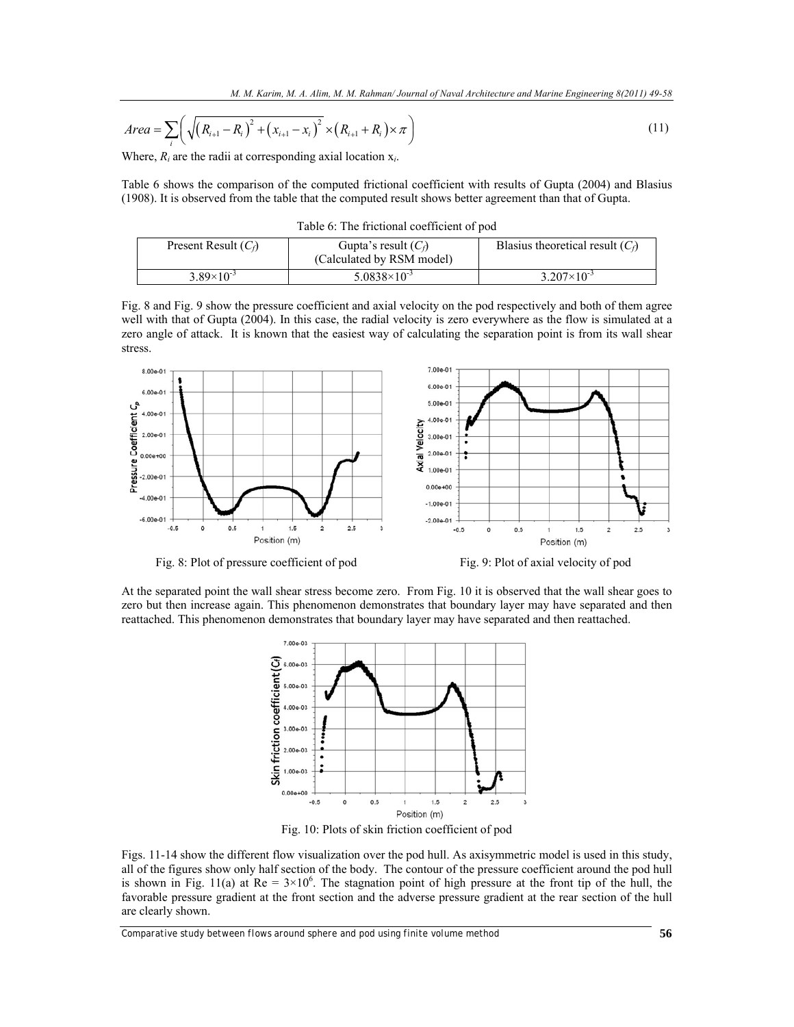$$Area = \sum_i \left( \sqrt{\left(R_{i+1} - R_i\right)^2 + \left(x_{i+1} - x_i\right)^2} \times \left(R_{i+1} + R_i\right) \times \pi \right) \tag{11}$$

Where, $R_i$ are the radii at corresponding axial location $x_i$.

Table 6 shows the comparison of the computed frictional coefficient with results of Gupta (2004) and Blasius (1908). It is observed from the table that the computed result shows better agreement than that of Gupta.

Table 6: The frictional coefficient of pod

| Present Result ($C_f$) | Gupta's result ($C_f$) (Calculated by RSM model) | Blasius theoretical result ($C_f$) |
|---|---|---|
| $3.89\times10^{-3}$ | $5.0838\times10^{-3}$ | $3.207\times10^{-3}$ |

Fig. 8 and Fig. 9 show the pressure coefficient and axial velocity on the pod respectively and both of them agree well with that of Gupta (2004). In this case, the radial velocity is zero everywhere as the flow is simulated at a zero angle of attack. It is known that the easiest way of calculating the separation point is from its wall shear stress.

Fig. 8: Plot of pressure coefficient of pod

Fig. 9: Plot of axial velocity of pod

At the separated point the wall shear stress become zero. From Fig. 10 it is observed that the wall shear goes to zero but then increase again. This phenomenon demonstrates that boundary layer may have separated and then reattached. This phenomenon demonstrates that boundary layer may have separated and then reattached.

Fig. 10: Plots of skin friction coefficient of pod

Figs. 11-14 show the different flow visualization over the pod hull. As axisymmetric model is used in this study, all of the figures show only half section of the body. The contour of the pressure coefficient around the pod hull is shown in Fig. 11(a) at Re = $3\times10^6$. The stagnation point of high pressure at the front tip of the hull, the favorable pressure gradient at the front section and the adverse pressure gradient at the rear section of the hull are clearly shown.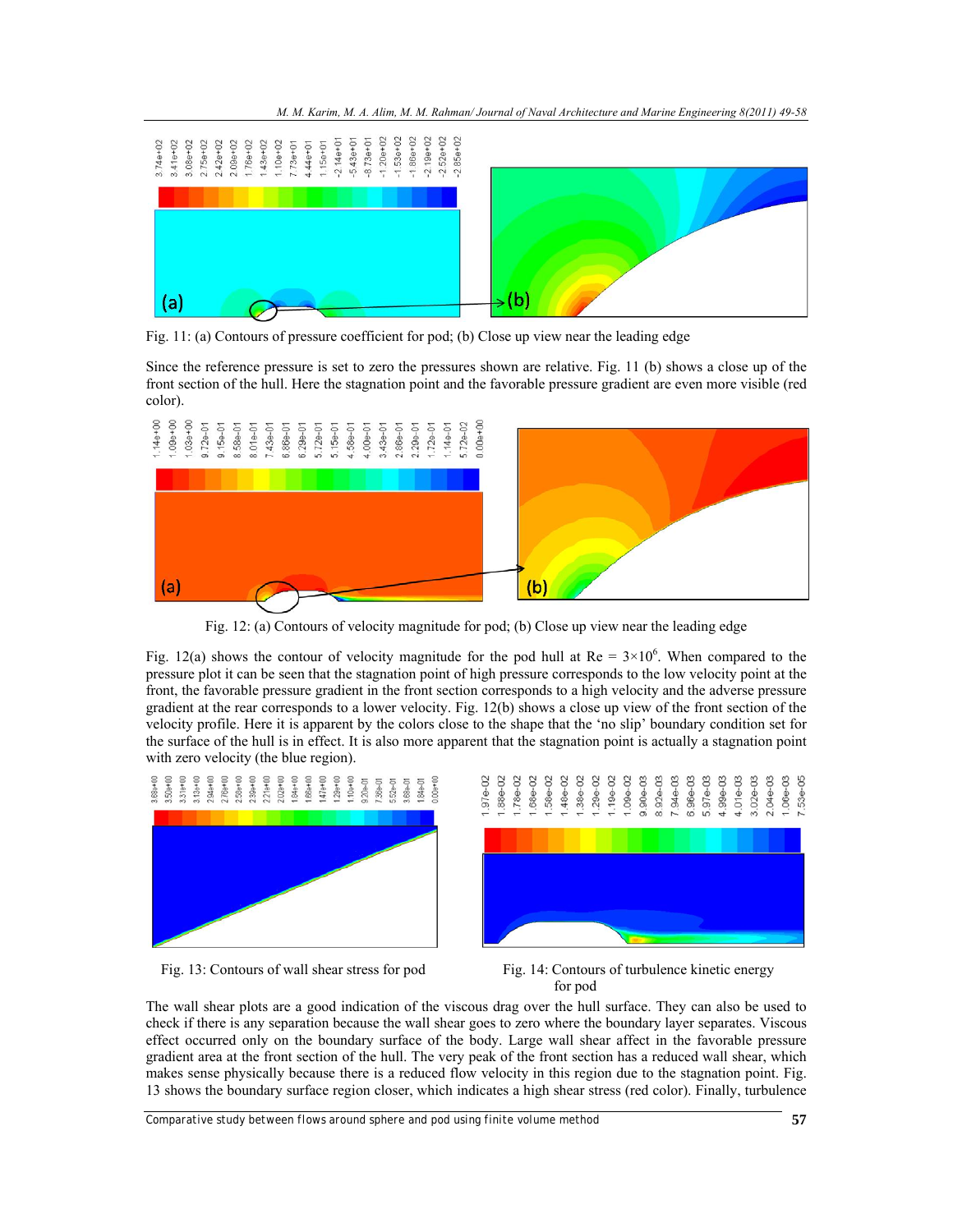Fig. 11: (a) Contours of pressure coefficient for pod; (b) Close up view near the leading edge

Since the reference pressure is set to zero the pressures shown are relative. Fig. 11 (b) shows a close up of the front section of the hull. Here the stagnation point and the favorable pressure gradient are even more visible (red color).

Fig. 12: (a) Contours of velocity magnitude for pod; (b) Close up view near the leading edge

Fig. 12(a) shows the contour of velocity magnitude for the pod hull at Re = $3\times10^6$. When compared to the pressure plot it can be seen that the stagnation point of high pressure corresponds to the low velocity point at the front, the favorable pressure gradient in the front section corresponds to a high velocity and the adverse pressure gradient at the rear corresponds to a lower velocity. Fig. 12(b) shows a close up view of the front section of the velocity profile. Here it is apparent by the colors close to the shape that the 'no slip' boundary condition set for the surface of the hull is in effect. It is also more apparent that the stagnation point is actually a stagnation point with zero velocity (the blue region).

Fig. 13: Contours of wall shear stress for pod

Fig. 14: Contours of turbulence kinetic energy for pod

The wall shear plots are a good indication of the viscous drag over the hull surface. They can also be used to check if there is any separation because the wall shear goes to zero where the boundary layer separates. Viscous effect occurred only on the boundary surface of the body. Large wall shear affect in the favorable pressure gradient area at the front section of the hull. The very peak of the front section has a reduced wall shear, which makes sense physically because there is a reduced flow velocity in this region due to the stagnation point. Fig. 13 shows the boundary surface region closer, which indicates a high shear stress (red color). Finally, turbulence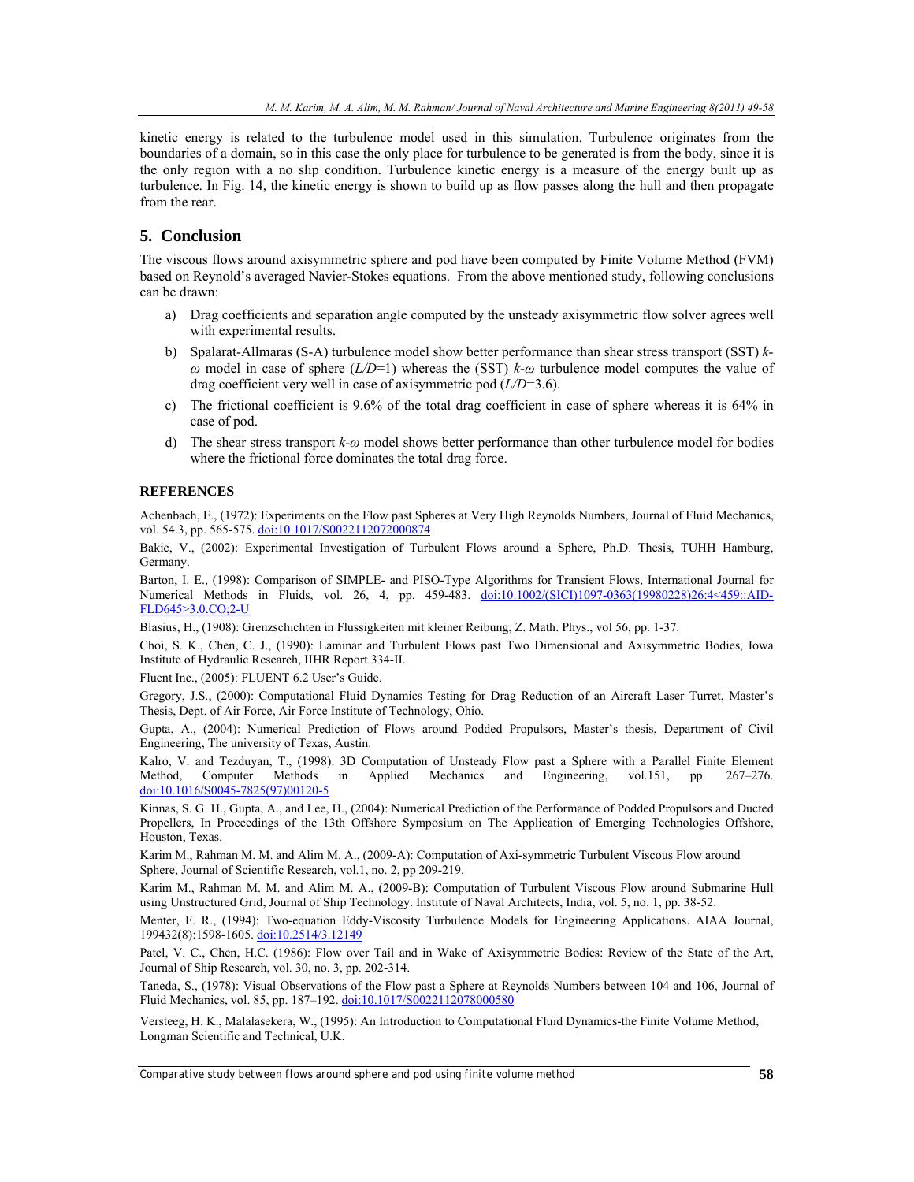kinetic energy is related to the turbulence model used in this simulation. Turbulence originates from the boundaries of a domain, so in this case the only place for turbulence to be generated is from the body, since it is the only region with a no slip condition. Turbulence kinetic energy is a measure of the energy built up as turbulence. In Fig. 14, the kinetic energy is shown to build up as flow passes along the hull and then propagate from the rear.

## 5. Conclusion

The viscous flows around axisymmetric sphere and pod have been computed by Finite Volume Method (FVM) based on Reynold's averaged Navier-Stokes equations. From the above mentioned study, following conclusions can be drawn:

a) Drag coefficients and separation angle computed by the unsteady axisymmetric flow solver agrees well with experimental results.

b) Spalarat-Allmaras (S-A) turbulence model show better performance than shear stress transport (SST) $k$-$\omega$ model in case of sphere ($L/D$=1) whereas the (SST) $k$-$\omega$ turbulence model computes the value of drag coefficient very well in case of axisymmetric pod ($L/D$=3.6).

c) The frictional coefficient is 9.6% of the total drag coefficient in case of sphere whereas it is 64% in case of pod.

d) The shear stress transport $k$-$\omega$ model shows better performance than other turbulence model for bodies where the frictional force dominates the total drag force.

**REFERENCES**

Achenbach, E., (1972): Experiments on the Flow past Spheres at Very High Reynolds Numbers, Journal of Fluid Mechanics, vol. 54.3, pp. 565-575. doi:10.1017/S0022112072000874

Bakic, V., (2002): Experimental Investigation of Turbulent Flows around a Sphere, Ph.D. Thesis, TUHH Hamburg, Germany.

Barton, I. E., (1998): Comparison of SIMPLE- and PISO-Type Algorithms for Transient Flows, International Journal for Numerical Methods in Fluids, vol. 26, 4, pp. 459-483. doi:10.1002/(SICI)1097-0363(19980228)26:4<459::AID-FLD645>3.0.CO;2-U

Blasius, H., (1908): Grenzschichten in Flussigkeiten mit kleiner Reibung, Z. Math. Phys., vol 56, pp. 1-37.

Choi, S. K., Chen, C. J., (1990): Laminar and Turbulent Flows past Two Dimensional and Axisymmetric Bodies, Iowa Institute of Hydraulic Research, IIHR Report 334-II.

Fluent Inc., (2005): FLUENT 6.2 User's Guide.

Gregory, J.S., (2000): Computational Fluid Dynamics Testing for Drag Reduction of an Aircraft Laser Turret, Master's Thesis, Dept. of Air Force, Air Force Institute of Technology, Ohio.

Gupta, A., (2004): Numerical Prediction of Flows around Podded Propulsors, Master's thesis, Department of Civil Engineering, The university of Texas, Austin.

Kalro, V. and Tezduyan, T., (1998): 3D Computation of Unsteady Flow past a Sphere with a Parallel Finite Element Method, Computer Methods in Applied Mechanics and Engineering, vol.151, pp. 267–276. doi:10.1016/S0045-7825(97)00120-5

Kinnas, S. G. H., Gupta, A., and Lee, H., (2004): Numerical Prediction of the Performance of Podded Propulsors and Ducted Propellers, In Proceedings of the 13th Offshore Symposium on The Application of Emerging Technologies Offshore, Houston, Texas.

Karim M., Rahman M. M. and Alim M. A., (2009-A): Computation of Axi-symmetric Turbulent Viscous Flow around Sphere, Journal of Scientific Research, vol.1, no. 2, pp 209-219.

Karim M., Rahman M. M. and Alim M. A., (2009-B): Computation of Turbulent Viscous Flow around Submarine Hull using Unstructured Grid, Journal of Ship Technology. Institute of Naval Architects, India, vol. 5, no. 1, pp. 38-52.

Menter, F. R., (1994): Two-equation Eddy-Viscosity Turbulence Models for Engineering Applications. AIAA Journal, 199432(8):1598-1605. doi:10.2514/3.12149

Patel, V. C., Chen, H.C. (1986): Flow over Tail and in Wake of Axisymmetric Bodies: Review of the State of the Art, Journal of Ship Research, vol. 30, no. 3, pp. 202-314.

Taneda, S., (1978): Visual Observations of the Flow past a Sphere at Reynolds Numbers between 104 and 106, Journal of Fluid Mechanics, vol. 85, pp. 187–192. doi:10.1017/S0022112078000580

Versteeg, H. K., Malalasekera, W., (1995): An Introduction to Computational Fluid Dynamics-the Finite Volume Method, Longman Scientific and Technical, U.K.